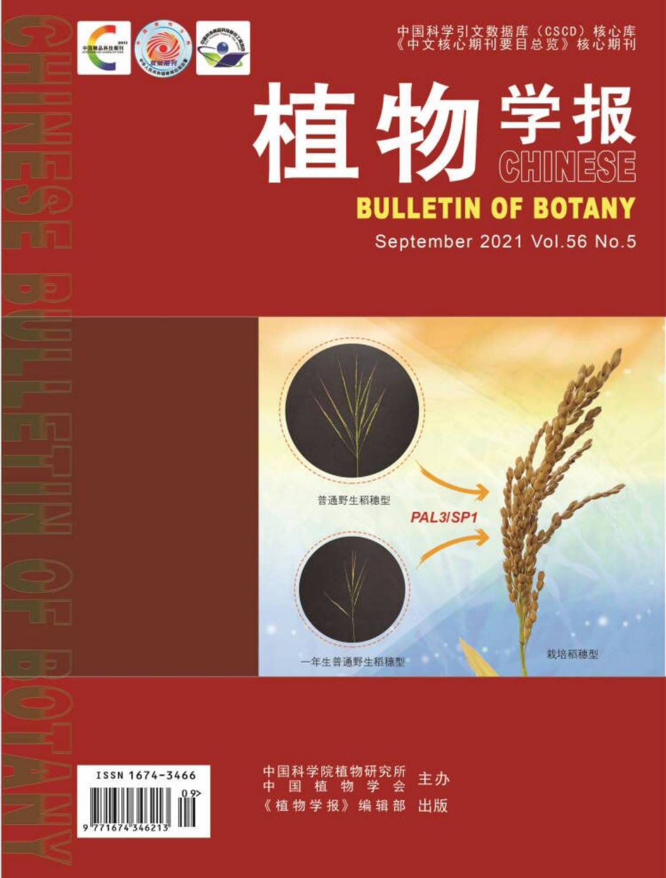中国科学引文数据库（CSCD）核心库
《中文核心期刊要目总览》核心期刊

# 植物学报

# CHINESE BULLETIN OF BOTANY

September 2021 Vol.56 No.5

普通野生稻穗型

*PAL3/SP1*

一年生普通野生稻穗型

栽培稻穗型

ISSN 1674-3466

中国科学院植物研究所
中国植物学会 主办

《植物学报》编辑部 出版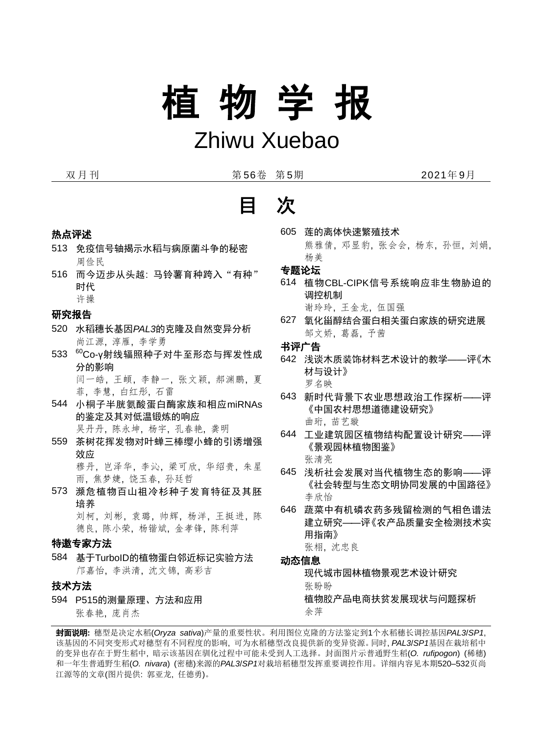# 植 物 学 报

# Zhiwu Xuebao

双月刊　　第56卷　第5期　　2021年9月

## 目　次

### 热点评述

513　免疫信号轴揭示水稻与病原菌斗争的秘密
　　周俭民

516　而今迈步从头越: 马铃薯育种跨入"有种"时代
　　许操

### 研究报告

520　水稻穗长基因*PAL3*的克隆及自然变异分析
　　尚江源, 淳雁, 李学勇

533　$^{60}$Co-γ射线辐照种子对牛至形态与挥发性成分的影响
　　闫一皓, 王頔, 李静一, 张文颖, 郝渊鹏, 夏菲, 李慧, 白红彤, 石雷

544　小桐子半胱氨酸蛋白酶家族和相应miRNAs的鉴定及其对低温锻炼的响应
　　吴丹丹, 陈永坤, 杨宇, 孔春艳, 龚明

559　茶树花挥发物对叶蝉三棒缨小蜂的引诱增强效应
　　穆丹, 岂泽华, 李沁, 梁可欣, 华绍贵, 朱星雨, 焦梦婕, 饶玉春, 孙廷哲

573　濒危植物百山祖冷杉种子发育特征及其胚培养
　　刘柯, 刘彬, 袁璐, 帅辉, 杨洋, 王挺进, 陈德良, 陈小荣, 杨锴斌, 金孝锋, 陈利萍

### 特邀专家方法

584　基于TurboID的植物蛋白邻近标记实验方法
　　邝嘉怡, 李洪清, 沈文锦, 高彩吉

### 技术方法

594　P515的测量原理、方法和应用
　　张春艳, 庞肖杰

605　莲的离体快速繁殖技术
　　熊雅倩, 邓显豹, 张会会, 杨东, 孙恒, 刘娟, 杨美

### 专题论坛

614　植物CBL-CIPK信号系统响应非生物胁迫的调控机制
　　谢玲玲, 王金龙, 伍国强

627　氧化甾醇结合蛋白相关蛋白家族的研究进展
　　邹文娇, 葛磊, 予茜

### 书评广告

642　浅谈木质装饰材料艺术设计的教学——评《木材与设计》
　　罗名映

643　新时代背景下农业思想政治工作探析——评《中国农村思想道德建设研究》
　　曲珩, 苗艺璇

644　工业建筑园区植物结构配置设计研究——评《景观园林植物图鉴》
　　张清亮

645　浅析社会发展对当代植物生态的影响——评《社会转型与生态文明协同发展的中国路径》
　　李欣怡

646　蔬菜中有机磷农药多残留检测的气相色谱法建立研究——评《农产品质量安全检测技术实用指南》
　　张栩, 沈忠良

### 动态信息

现代城市园林植物景观艺术设计研究
　　张盼盼

植物胶产品电商扶贫发展现状与问题探析
　　余萍

---

**封面说明:** 穗型是决定水稻(*Oryza sativa*)产量的重要性状。利用图位克隆的方法鉴定到1个水稻穗长调控基因*PAL3*/*SP1*, 该基因的不同突变形式对穗型有不同程度的影响, 可为水稻穗型改良提供新的变异资源。同时, *PAL3*/*SP1*基因在栽培稻中的变异也存在于野生稻中, 暗示该基因在驯化过程中可能未受到人工选择。封面图片示普通野生稻(*O. rufipogon*) (稀穗)和一年生普通野生稻(*O. nivara*) (密穗)来源的*PAL3*/*SP1*对栽培稻穗型发挥重要调控作用。详细内容见本期520–532页尚江源等的文章(图片提供: 郭亚龙, 任德勇)。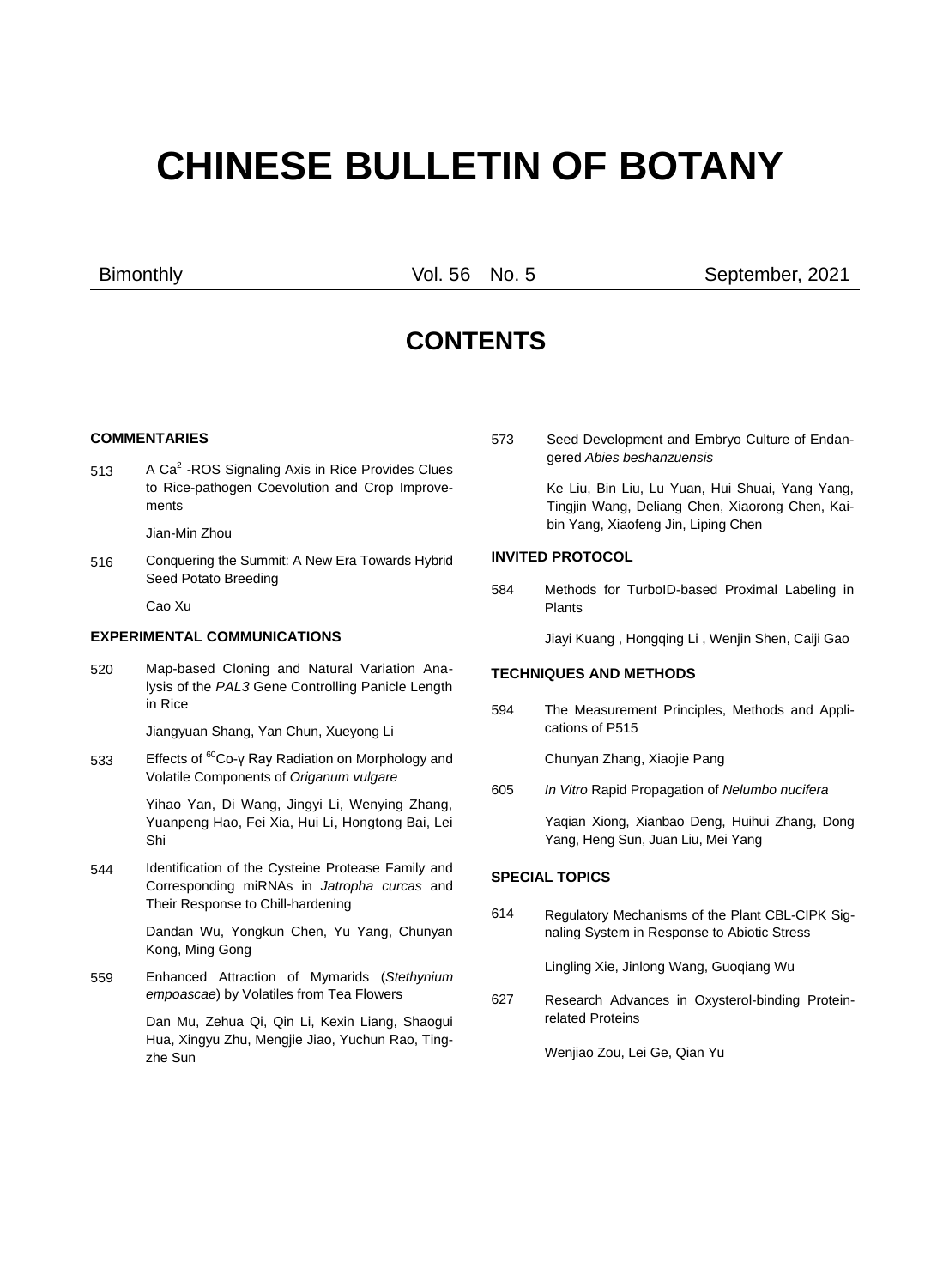# CHINESE BULLETIN OF BOTANY

Bimonthly Vol. 56 No. 5 September, 2021

## CONTENTS

### COMMENTARIES

513 A $Ca^{2+}$-ROS Signaling Axis in Rice Provides Clues to Rice-pathogen Coevolution and Crop Improvements

Jian-Min Zhou

516 Conquering the Summit: A New Era Towards Hybrid Seed Potato Breeding

Cao Xu

### EXPERIMENTAL COMMUNICATIONS

520 Map-based Cloning and Natural Variation Analysis of the *PAL3* Gene Controlling Panicle Length in Rice

Jiangyuan Shang, Yan Chun, Xueyong Li

533 Effects of $^{60}$Co-γ Ray Radiation on Morphology and Volatile Components of *Origanum vulgare*

Yihao Yan, Di Wang, Jingyi Li, Wenying Zhang, Yuanpeng Hao, Fei Xia, Hui Li, Hongtong Bai, Lei Shi

544 Identification of the Cysteine Protease Family and Corresponding miRNAs in *Jatropha curcas* and Their Response to Chill-hardening

Dandan Wu, Yongkun Chen, Yu Yang, Chunyan Kong, Ming Gong

559 Enhanced Attraction of Mymarids (*Stethynium empoascae*) by Volatiles from Tea Flowers

Dan Mu, Zehua Qi, Qin Li, Kexin Liang, Shaogui Hua, Xingyu Zhu, Mengjie Jiao, Yuchun Rao, Tingzhe Sun

573 Seed Development and Embryo Culture of Endangered *Abies beshanzuensis*

Ke Liu, Bin Liu, Lu Yuan, Hui Shuai, Yang Yang, Tingjin Wang, Deliang Chen, Xiaorong Chen, Kaibin Yang, Xiaofeng Jin, Liping Chen

### INVITED PROTOCOL

584 Methods for TurboID-based Proximal Labeling in Plants

Jiayi Kuang , Hongqing Li , Wenjin Shen, Caiji Gao

### TECHNIQUES AND METHODS

594 The Measurement Principles, Methods and Applications of P515

Chunyan Zhang, Xiaojie Pang

605 *In Vitro* Rapid Propagation of *Nelumbo nucifera*

Yaqian Xiong, Xianbao Deng, Huihui Zhang, Dong Yang, Heng Sun, Juan Liu, Mei Yang

### SPECIAL TOPICS

614 Regulatory Mechanisms of the Plant CBL-CIPK Signaling System in Response to Abiotic Stress

Lingling Xie, Jinlong Wang, Guoqiang Wu

627 Research Advances in Oxysterol-binding Protein-related Proteins

Wenjiao Zou, Lei Ge, Qian Yu